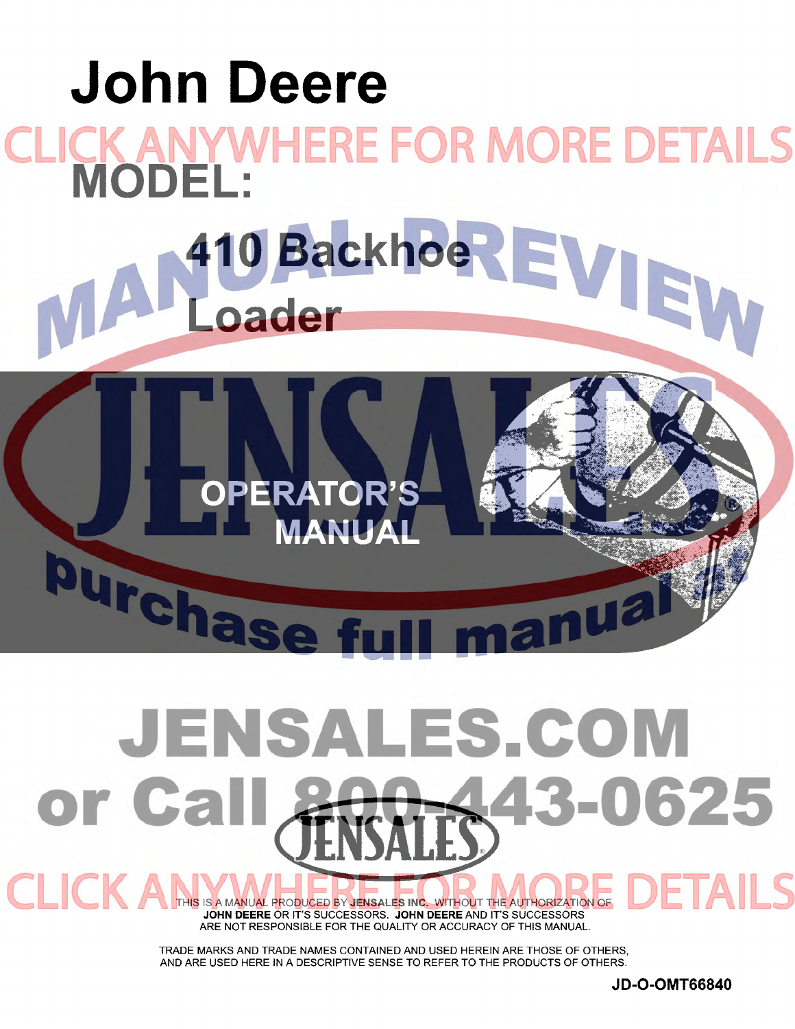# John Deere

CLICK ANYWHERE FOR MORE DETAILS

## MODEL:

## 410 Backhoe Loader

MANUAL PREVIEW

JENSALES

OPERATOR'S MANUAL

purchase full manual at

# JENSALES.COM or Call 800-443-0625

JENSALES

CLICK ANYWHERE FOR MORE DETAILS

THIS IS A MANUAL PRODUCED BY **JENSALES INC.** WITHOUT THE AUTHORIZATION OF **JOHN DEERE** OR IT'S SUCCESSORS. **JOHN DEERE** AND IT'S SUCCESSORS ARE NOT RESPONSIBLE FOR THE QUALITY OR ACCURACY OF THIS MANUAL.

TRADE MARKS AND TRADE NAMES CONTAINED AND USED HEREIN ARE THOSE OF OTHERS, AND ARE USED HERE IN A DESCRIPTIVE SENSE TO REFER TO THE PRODUCTS OF OTHERS.

**JD-O-OMT66840**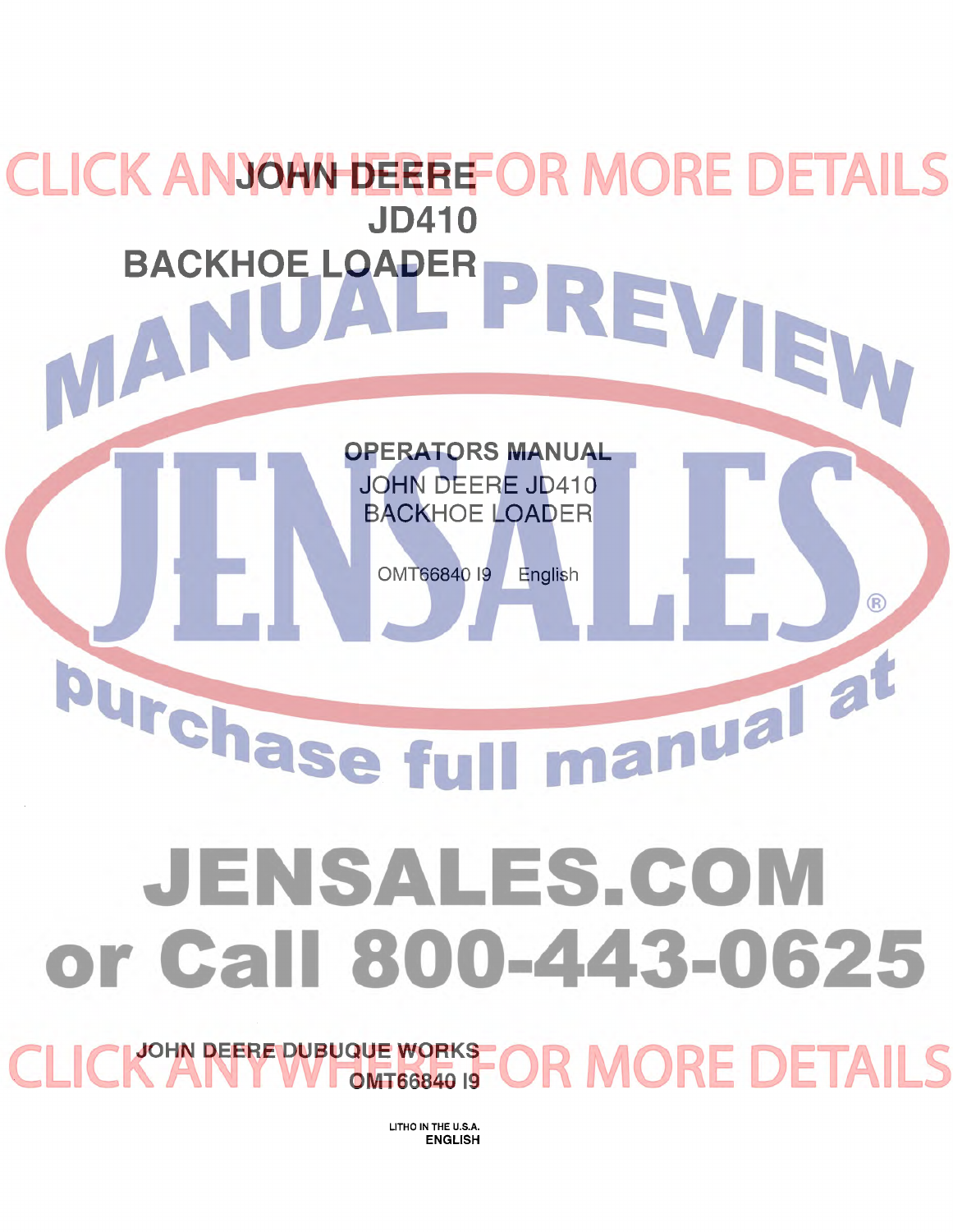# JOHN DEERE
# JD410
# BACKHOE LOADER

## OPERATORS MANUAL

JOHN DEERE JD410
BACKHOE LOADER

OMT66840 I9 English

CLICK ANYWHERE FOR MORE DETAILS

MANUAL PREVIEW

JENSALES®

purchase full manual at

JENSALES.COM
or Call 800-443-0625

CLICK ANYWHERE FOR MORE DETAILS

**JOHN DEERE DUBUQUE WORKS**
**OMT66840 I9**

LITHO IN THE U.S.A.
**ENGLISH**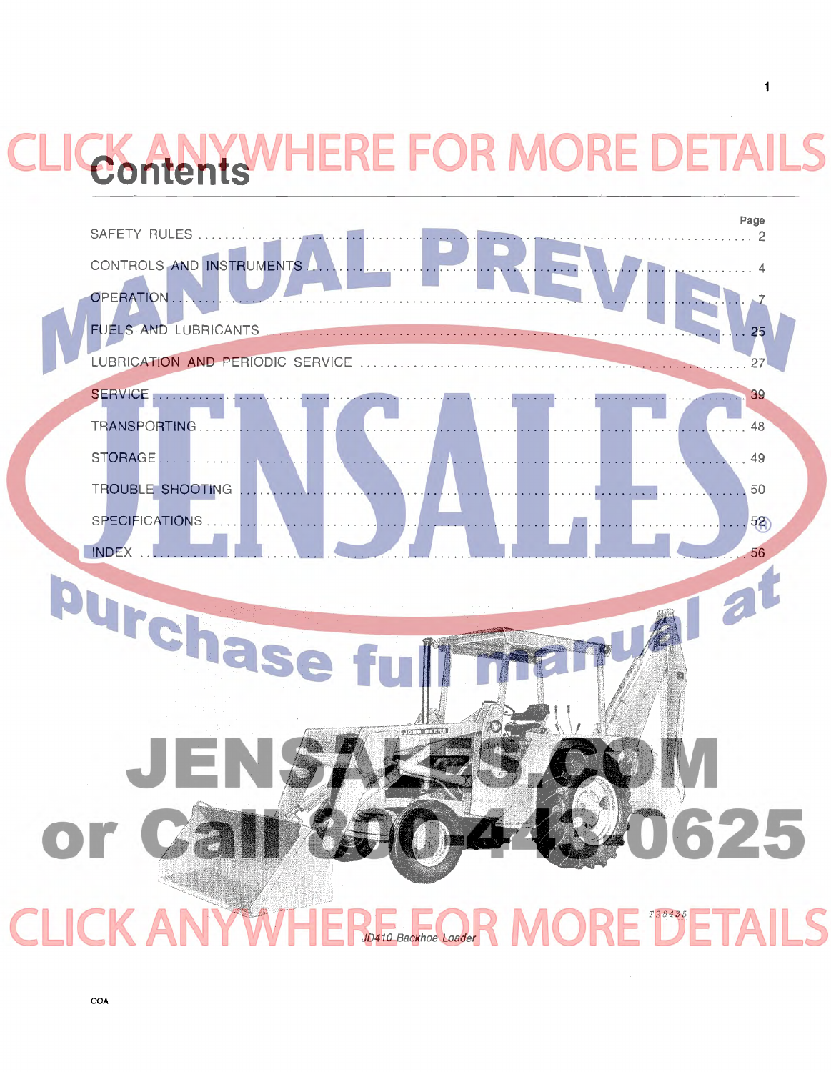# Contents

| | Page |
|---|---|
| SAFETY RULES | 2 |
| CONTROLS AND INSTRUMENTS | 4 |
| OPERATION | 7 |
| FUELS AND LUBRICANTS | 25 |
| LUBRICATION AND PERIODIC SERVICE | 27 |
| SERVICE | 39 |
| TRANSPORTING | 48 |
| STORAGE | 49 |
| TROUBLE SHOOTING | 50 |
| SPECIFICATIONS | 52 |
| INDEX | 56 |

JD410 Backhoe Loader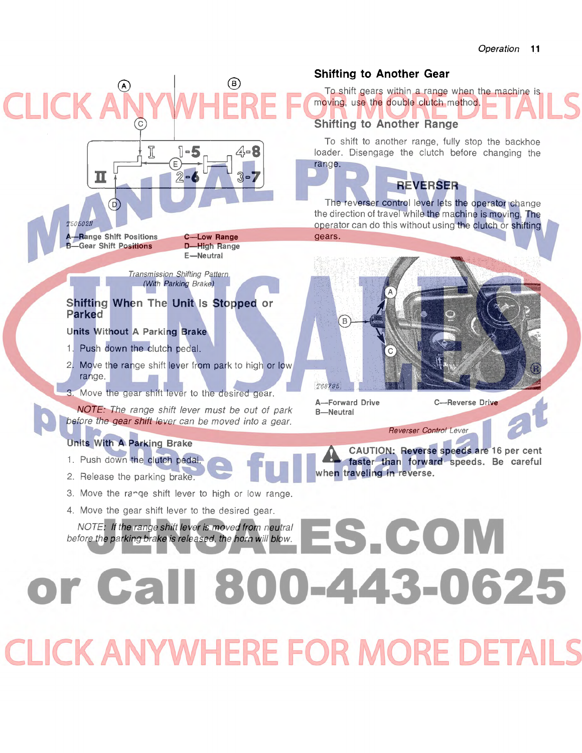T50502N

A—Range Shift Positions
B—Gear Shift Positions
C—Low Range
D—High Range
E—Neutral

*Transmission Shifting Pattern (With Parking Brake)*

## Shifting When The Unit Is Stopped or Parked

### Units Without A Parking Brake

1. Push down the clutch pedal.
2. Move the range shift lever from park to high or low range.
3. Move the gear shift lever to the desired gear.

*NOTE: The range shift lever must be out of park before the gear shift lever can be moved into a gear.*

### Units With A Parking Brake

1. Push down the clutch pedal.
2. Release the parking brake.
3. Move the range shift lever to high or low range.
4. Move the gear shift lever to the desired gear.

*NOTE: If the range shift lever is moved from neutral before the parking brake is released, the horn will blow.*

## Shifting to Another Gear

To shift gears within a range when the machine is moving, use the double clutch method.

## Shifting to Another Range

To shift to another range, fully stop the backhoe loader. Disengage the clutch before changing the range.

## REVERSER

The reverser control lever lets the operator change the direction of travel while the machine is moving. The operator can do this without using the clutch or shifting gears.

T68795

A—Forward Drive
B—Neutral
C—Reverse Drive

*Reverser Control Lever*

**CAUTION: Reverse speeds are 16 per cent faster than forward speeds. Be careful when traveling in reverse.**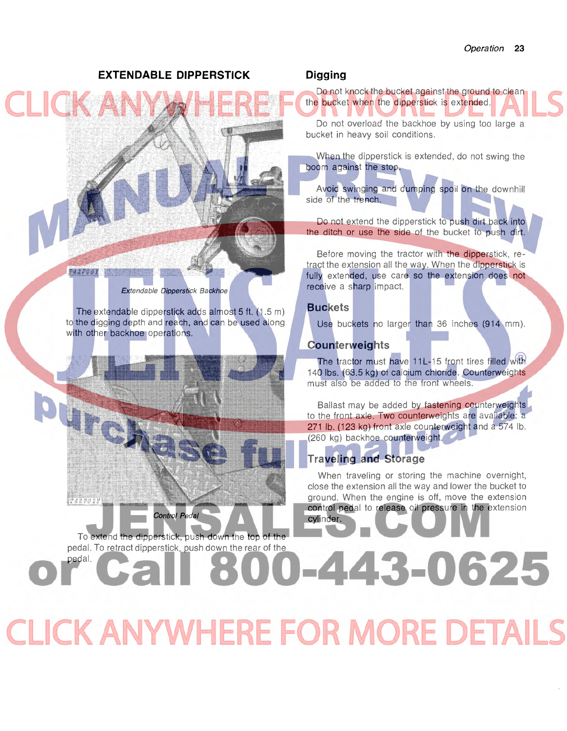## EXTENDABLE DIPPERSTICK

*Extendable Dipperstick Backhoe*

The extendable dipperstick adds almost 5 ft. (1.5 m) to the digging depth and reach, and can be used along with other backhoe operations.

*Control Pedal*

To extend the dipperstick, push down the top of the pedal. To retract dipperstick, push down the rear of the pedal.

## Digging

Do not knock the bucket against the ground to clean the bucket when the dipperstick is extended.

Do not overload the backhoe by using too large a bucket in heavy soil conditions.

When the dipperstick is extended, do not swing the boom against the stop.

Avoid swinging and dumping spoil on the downhill side of the trench.

Do not extend the dipperstick to push dirt back into the ditch or use the side of the bucket to push dirt.

Before moving the tractor with the dipperstick, retract the extension all the way. When the dipperstick is fully extended, use care so the extension does not receive a sharp impact.

## Buckets

Use buckets no larger than 36 inches (914 mm).

## Counterweights

The tractor must have 11L-15 front tires filled with 140 lbs. (63.5 kg) of calcium chloride. Counterweights must also be added to the front wheels.

Ballast may be added by fastening counterweights to the front axle. Two counterweights are available: a 271 lb. (123 kg) front axle counterweight and a 574 lb. (260 kg) backhoe counterweight.

## Traveling and Storage

When traveling or storing the machine overnight, close the extension all the way and lower the bucket to ground. When the engine is off, move the extension control pedal to release oil pressure in the extension cylinder.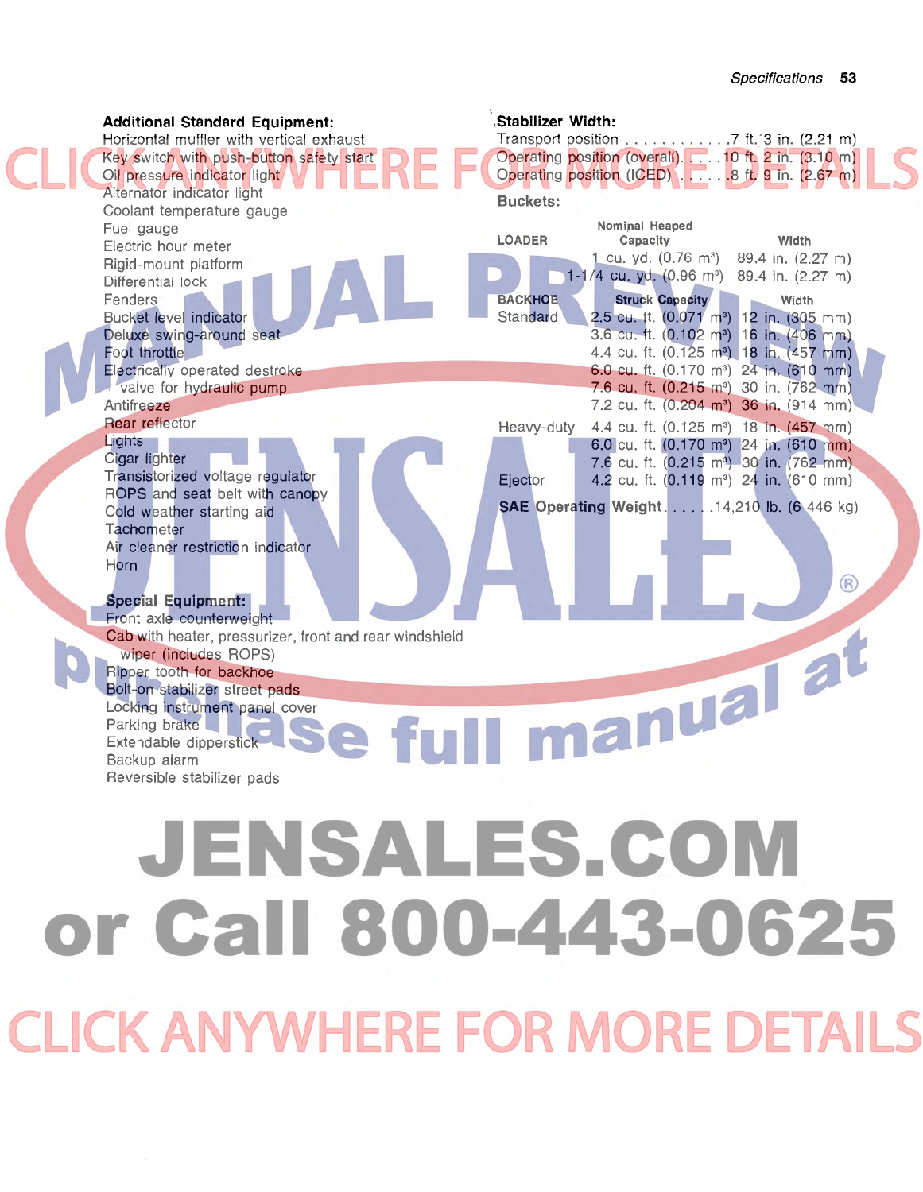**Additional Standard Equipment:**

Horizontal muffler with vertical exhaust
Key switch with push-button safety start
Oil pressure indicator light
Alternator indicator light
Coolant temperature gauge
Fuel gauge
Electric hour meter
Rigid-mount platform
Differential lock
Fenders
Bucket level indicator
Deluxe swing-around seat
Foot throttle
Electrically operated destroke
  valve for hydraulic pump
Antifreeze
Rear reflector
Lights
Cigar lighter
Transistorized voltage regulator
ROPS and seat belt with canopy
Cold weather starting aid
Tachometer
Air cleaner restriction indicator
Horn

**Special Equipment:**

Front axle counterweight
Cab with heater, pressurizer, front and rear windshield
  wiper (includes ROPS)
Ripper tooth for backhoe
Bolt-on stabilizer street pads
Locking instrument panel cover
Parking brake
Extendable dipperstick
Backup alarm
Reversible stabilizer pads

**Stabilizer Width:**

Transport position . . . . . . . . . . . . 7 ft. 3 in. (2.21 m)
Operating position (overall). . . . . 10 ft. 2 in. (3.10 m)
Operating position (ICED) . . . . . . 8 ft. 9 in. (2.67 m)

**Buckets:**

| LOADER | Nominal Heaped Capacity | Width |
|---|---|---|
| | 1 cu. yd. (0.76 m³) | 89.4 in. (2.27 m) |
| | 1-1/4 cu. yd. (0.96 m³) | 89.4 in. (2.27 m) |

| BACKHOE | Struck Capacity | Width |
|---|---|---|
| Standard | 2.5 cu. ft. (0.071 m³) | 12 in. (305 mm) |
| | 3.6 cu. ft. (0.102 m³) | 16 in. (406 mm) |
| | 4.4 cu. ft. (0.125 m³) | 18 in. (457 mm) |
| | 6.0 cu. ft. (0.170 m³) | 24 in. (610 mm) |
| | 7.6 cu. ft. (0.215 m³) | 30 in. (762 mm) |
| | 7.2 cu. ft. (0.204 m³) | 36 in. (914 mm) |
| Heavy-duty | 4.4 cu. ft. (0.125 m³) | 18 in. (457 mm) |
| | 6.0 cu. ft. (0.170 m³) | 24 in. (610 mm) |
| | 7.6 cu. ft. (0.215 m³) | 30 in. (762 mm) |
| Ejector | 4.2 cu. ft. (0.119 m³) | 24 in. (610 mm) |

**SAE Operating Weight** . . . . . 14,210 lb. (6 446 kg)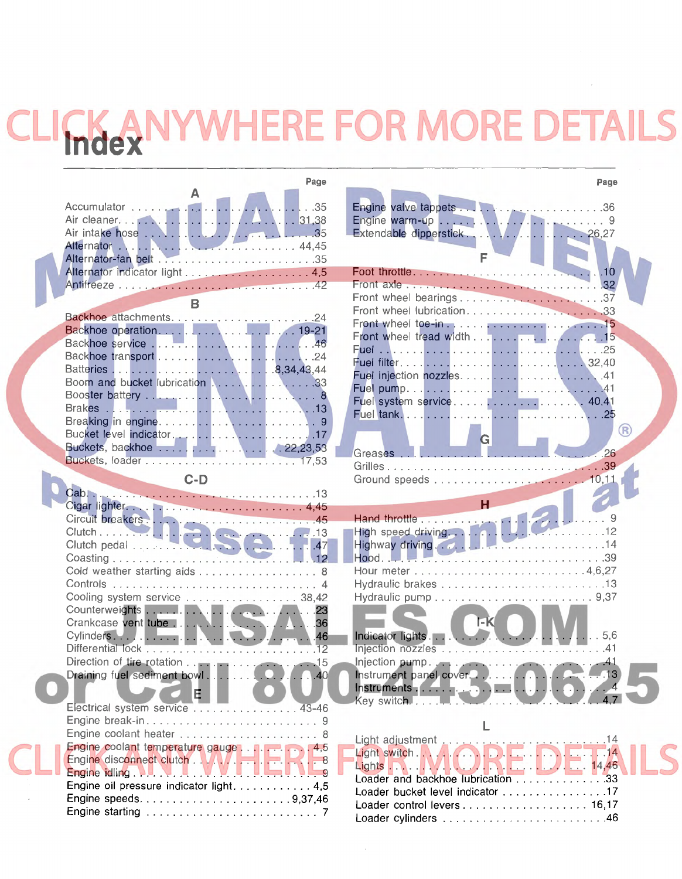# Index

| | Page |
|---|---|
| **A** | |
| Accumulator | 35 |
| Air cleaner | 31,38 |
| Air intake hose | 35 |
| Alternator | 44,45 |
| Alternator-fan belt | 35 |
| Alternator indicator light | 4,5 |
| Antifreeze | 42 |
| **B** | |
| Backhoe attachments | 24 |
| Backhoe operation | 19-21 |
| Backhoe service | 46 |
| Backhoe transport | 24 |
| Batteries | 8,34,43,44 |
| Boom and bucket lubrication | 33 |
| Booster battery | 8 |
| Brakes | 13 |
| Breaking in engine | 9 |
| Bucket level indicator | 17 |
| Buckets, backhoe | 22,23,53 |
| Buckets, loader | 17,53 |
| **C-D** | |
| Cab | 13 |
| Cigar lighter | 4,45 |
| Circuit breakers | 45 |
| Clutch | 13 |
| Clutch pedal | 47 |
| Coasting | 12 |
| Cold weather starting aids | 8 |
| Controls | 4 |
| Cooling system service | 38,42 |
| Counterweights | 23 |
| Crankcase vent tube | 36 |
| Cylinders | 46 |
| Differential lock | 12 |
| Direction of tire rotation | 15 |
| Draining fuel sediment bowl | 40 |
| **E** | |
| Electrical system service | 43-46 |
| Engine break-in | 9 |
| Engine coolant heater | 8 |
| Engine coolant temperature gauge | 4,5 |
| Engine disconnect clutch | 8 |
| Engine idling | 9 |
| Engine oil pressure indicator light | 4,5 |
| Engine speeds | 9,37,46 |
| Engine starting | 7 |
| Engine valve tappets | 36 |
| Engine warm-up | 9 |
| Extendable dipperstick | 26,27 |
| **F** | |
| Foot throttle | 10 |
| Front axle | 32 |
| Front wheel bearings | 37 |
| Front wheel lubrication | 33 |
| Front wheel toe-in | 15 |
| Front wheel tread width | 15 |
| Fuel | 25 |
| Fuel filter | 32,40 |
| Fuel injection nozzles | 41 |
| Fuel pump | 41 |
| Fuel system service | 40,41 |
| Fuel tank | 25 |
| **G** | |
| Greases | 26 |
| Grilles | 39 |
| Ground speeds | 10,11 |
| **H** | |
| Hand throttle | 9 |
| High speed driving | 12 |
| Highway driving | 14 |
| Hood | 39 |
| Hour meter | 4,6,27 |
| Hydraulic brakes | 13 |
| Hydraulic pump | 9,37 |
| **I-K** | |
| Indicator lights | 5,6 |
| Injection nozzles | 41 |
| Injection pump | 41 |
| Instrument panel cover | 13 |
| Instruments | 4 |
| Key switch | 4,7 |
| **L** | |
| Light adjustment | 14 |
| Light switch | 14 |
| Lights | 14,46 |
| Loader and backhoe lubrication | 33 |
| Loader bucket level indicator | 17 |
| Loader control levers | 16,17 |
| Loader cylinders | 46 |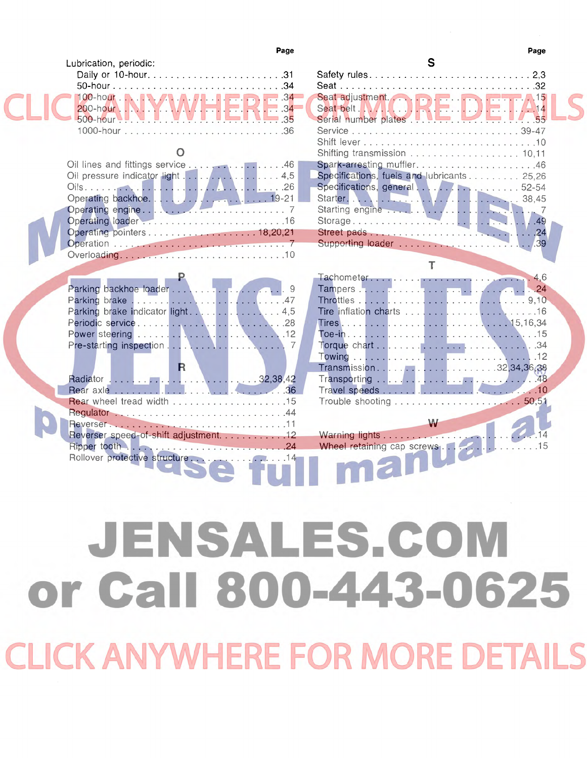| | Page |
|---|---|
| Lubrication, periodic: | |
| Daily or 10-hour | 31 |
| 50-hour | 34 |
| 100-hour | 34 |
| 200-hour | 34 |
| 500-hour | 35 |
| 1000-hour | 36 |

## O

| | |
|---|---|
| Oil lines and fittings service | 46 |
| Oil pressure indicator light | 4,5 |
| Oils | 26 |
| Operating backhoe | 19-21 |
| Operating engine | 7 |
| Operating loader | 16 |
| Operating pointers | 18,20,21 |
| Operation | 7 |
| Overloading | 10 |

## P

| | |
|---|---|
| Parking backhoe loader | 9 |
| Parking brake | 47 |
| Parking brake indicator light | 4,5 |
| Periodic service | 28 |
| Power steering | 12 |
| Pre-starting inspection | 7 |

## R

| | |
|---|---|
| Radiator | 32,38,42 |
| Rear axle | 36 |
| Rear wheel tread width | 15 |
| Regulator | 44 |
| Reverser | 11 |
| Reverser speed-of-shift adjustment | 12 |
| Ripper tooth | 24 |
| Rollover protective structure | 14 |

## S

| | Page |
|---|---|
| Safety rules | 2,3 |
| Seat | 32 |
| Seat adjustment | 15 |
| Seat belt | 14 |
| Serial number plates | 55 |
| Service | 39-47 |
| Shift lever | 10 |
| Shifting transmission | 10,11 |
| Spark-arresting muffler | 46 |
| Specifications, fuels and lubricants | 25,26 |
| Specifications, general | 52-54 |
| Starter | 38,45 |
| Starting engine | 7 |
| Storage | 49 |
| Street pads | 24 |
| Supporting loader | 39 |

## T

| | |
|---|---|
| Tachometer | 4,6 |
| Tampers | 24 |
| Throttles | 9,10 |
| Tire inflation charts | 16 |
| Tires | 15,16,34 |
| Toe-in | 15 |
| Torque chart | 34 |
| Towing | 12 |
| Transmission | 32,34,36,38 |
| Transporting | 48 |
| Travel speeds | 10 |
| Trouble shooting | 50,51 |

## W

| | |
|---|---|
| Warning lights | 14 |
| Wheel retaining cap screws | 15 |